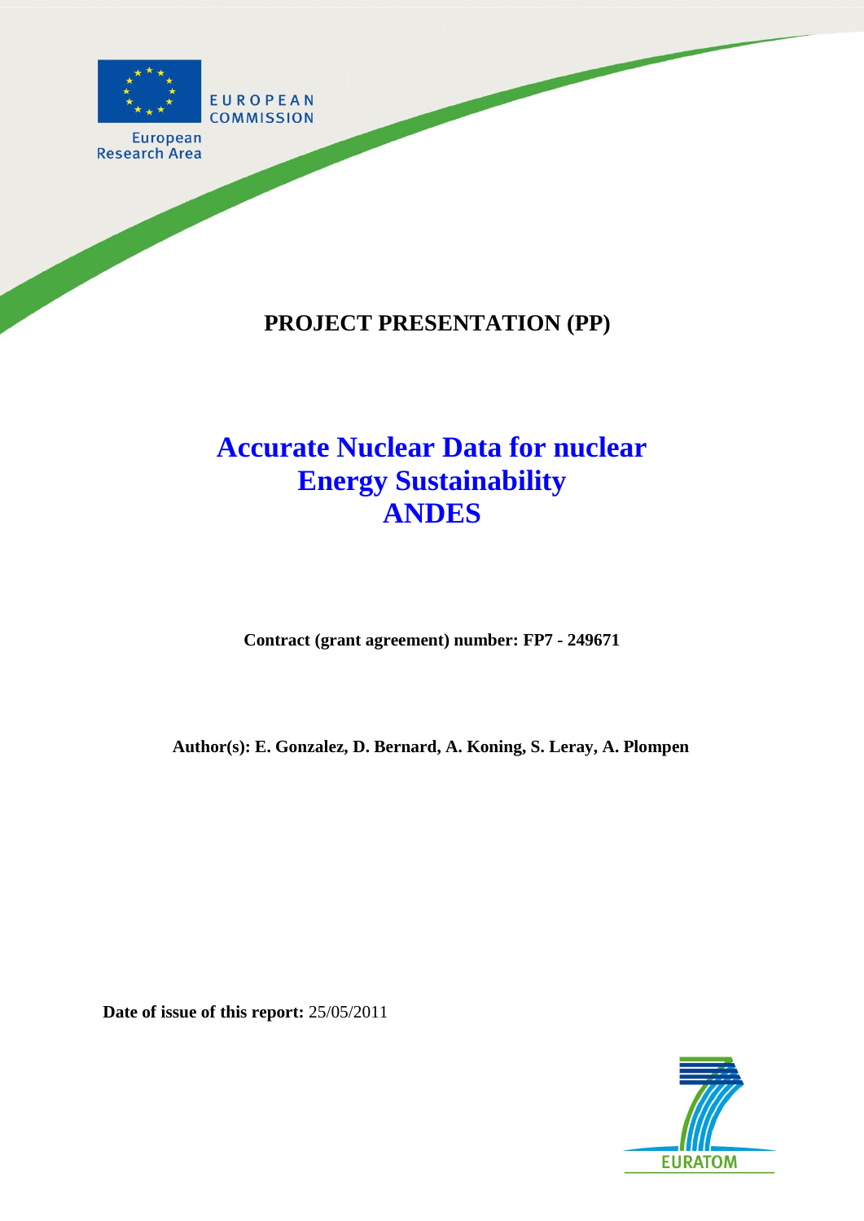EUROPEAN COMMISSION

European Research Area

**PROJECT PRESENTATION (PP)**

# Accurate Nuclear Data for nuclear Energy Sustainability ANDES

**Contract (grant agreement) number: FP7 - 249671**

**Author(s): E. Gonzalez, D. Bernard, A. Koning, S. Leray, A. Plompen**

**Date of issue of this report:** 25/05/2011

EURATOM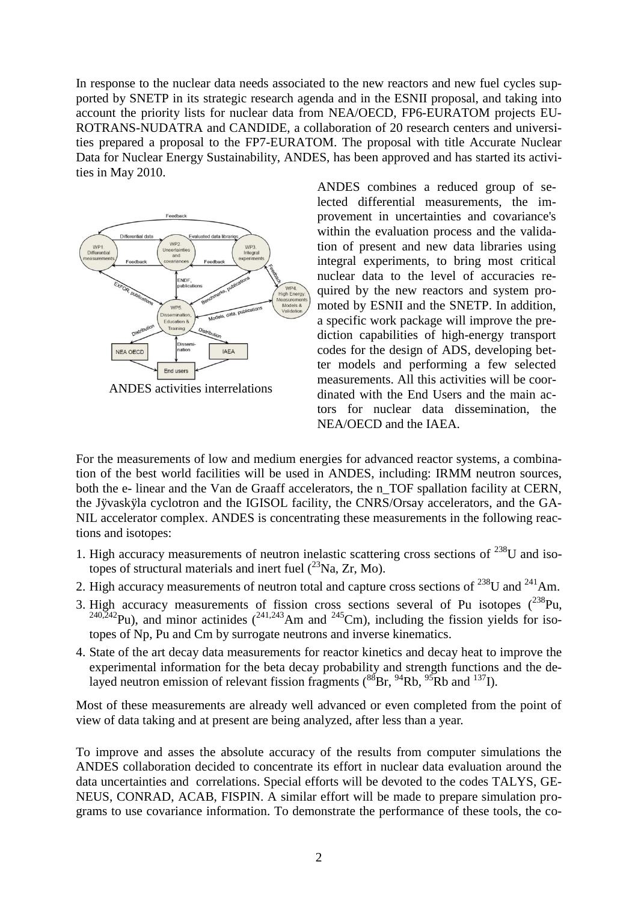In response to the nuclear data needs associated to the new reactors and new fuel cycles supported by SNETP in its strategic research agenda and in the ESNII proposal, and taking into account the priority lists for nuclear data from NEA/OECD, FP6-EURATOM projects EUROTRANS-NUDATRA and CANDIDE, a collaboration of 20 research centers and universities prepared a proposal to the FP7-EURATOM. The proposal with title Accurate Nuclear Data for Nuclear Energy Sustainability, ANDES, has been approved and has started its activities in May 2010.

ANDES activities interrelations

ANDES combines a reduced group of selected differential measurements, the improvement in uncertainties and covariance's within the evaluation process and the validation of present and new data libraries using integral experiments, to bring most critical nuclear data to the level of accuracies required by the new reactors and system promoted by ESNII and the SNETP. In addition, a specific work package will improve the prediction capabilities of high-energy transport codes for the design of ADS, developing better models and performing a few selected measurements. All this activities will be coordinated with the End Users and the main actors for nuclear data dissemination, the NEA/OECD and the IAEA.

For the measurements of low and medium energies for advanced reactor systems, a combination of the best world facilities will be used in ANDES, including: IRMM neutron sources, both the e- linear and the Van de Graaff accelerators, the n_TOF spallation facility at CERN, the Jÿvaskÿla cyclotron and the IGISOL facility, the CNRS/Orsay accelerators, and the GANIL accelerator complex. ANDES is concentrating these measurements in the following reactions and isotopes:

1. High accuracy measurements of neutron inelastic scattering cross sections of $^{238}$U and isotopes of structural materials and inert fuel ($^{23}$Na, Zr, Mo).
2. High accuracy measurements of neutron total and capture cross sections of $^{238}$U and $^{241}$Am.
3. High accuracy measurements of fission cross sections several of Pu isotopes ($^{238}$Pu, $^{240,242}$Pu), and minor actinides ($^{241,243}$Am and $^{245}$Cm), including the fission yields for isotopes of Np, Pu and Cm by surrogate neutrons and inverse kinematics.
4. State of the art decay data measurements for reactor kinetics and decay heat to improve the experimental information for the beta decay probability and strength functions and the delayed neutron emission of relevant fission fragments ($^{88}$Br, $^{94}$Rb, $^{95}$Rb and $^{137}$I).

Most of these measurements are already well advanced or even completed from the point of view of data taking and at present are being analyzed, after less than a year.

To improve and asses the absolute accuracy of the results from computer simulations the ANDES collaboration decided to concentrate its effort in nuclear data evaluation around the data uncertainties and correlations. Special efforts will be devoted to the codes TALYS, GENEUS, CONRAD, ACAB, FISPIN. A similar effort will be made to prepare simulation programs to use covariance information. To demonstrate the performance of these tools, the co-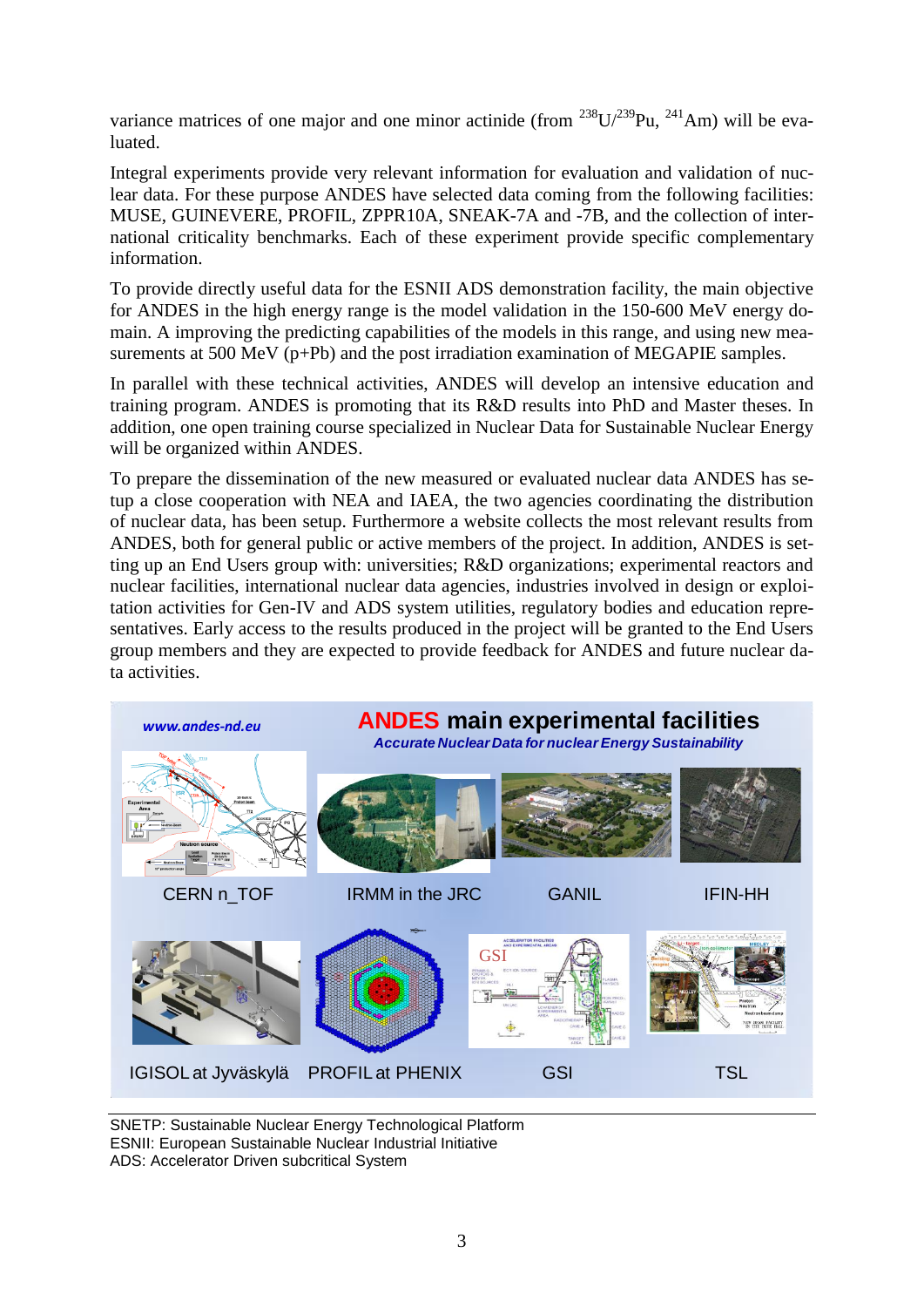variance matrices of one major and one minor actinide (from $^{238}U$/$^{239}Pu$, $^{241}Am$) will be evaluated.

Integral experiments provide very relevant information for evaluation and validation of nuclear data. For these purpose ANDES have selected data coming from the following facilities: MUSE, GUINEVERE, PROFIL, ZPPR10A, SNEAK-7A and -7B, and the collection of international criticality benchmarks. Each of these experiment provide specific complementary information.

To provide directly useful data for the ESNII ADS demonstration facility, the main objective for ANDES in the high energy range is the model validation in the 150-600 MeV energy domain. A improving the predicting capabilities of the models in this range, and using new measurements at 500 MeV (p+Pb) and the post irradiation examination of MEGAPIE samples.

In parallel with these technical activities, ANDES will develop an intensive education and training program. ANDES is promoting that its R&D results into PhD and Master theses. In addition, one open training course specialized in Nuclear Data for Sustainable Nuclear Energy will be organized within ANDES.

To prepare the dissemination of the new measured or evaluated nuclear data ANDES has setup a close cooperation with NEA and IAEA, the two agencies coordinating the distribution of nuclear data, has been setup. Furthermore a website collects the most relevant results from ANDES, both for general public or active members of the project. In addition, ANDES is setting up an End Users group with: universities; R&D organizations; experimental reactors and nuclear facilities, international nuclear data agencies, industries involved in design or exploitation activities for Gen-IV and ADS system utilities, regulatory bodies and education representatives. Early access to the results produced in the project will be granted to the End Users group members and they are expected to provide feedback for ANDES and future nuclear data activities.

**www.andes-nd.eu**

## ANDES main experimental facilities

*Accurate Nuclear Data for nuclear Energy Sustainability*

CERN n_TOF — IRMM in the JRC — GANIL — IFIN-HH

IGISOL at Jyväskylä — PROFIL at PHENIX — GSI — TSL

---

SNETP: Sustainable Nuclear Energy Technological Platform
ESNII: European Sustainable Nuclear Industrial Initiative
ADS: Accelerator Driven subcritical System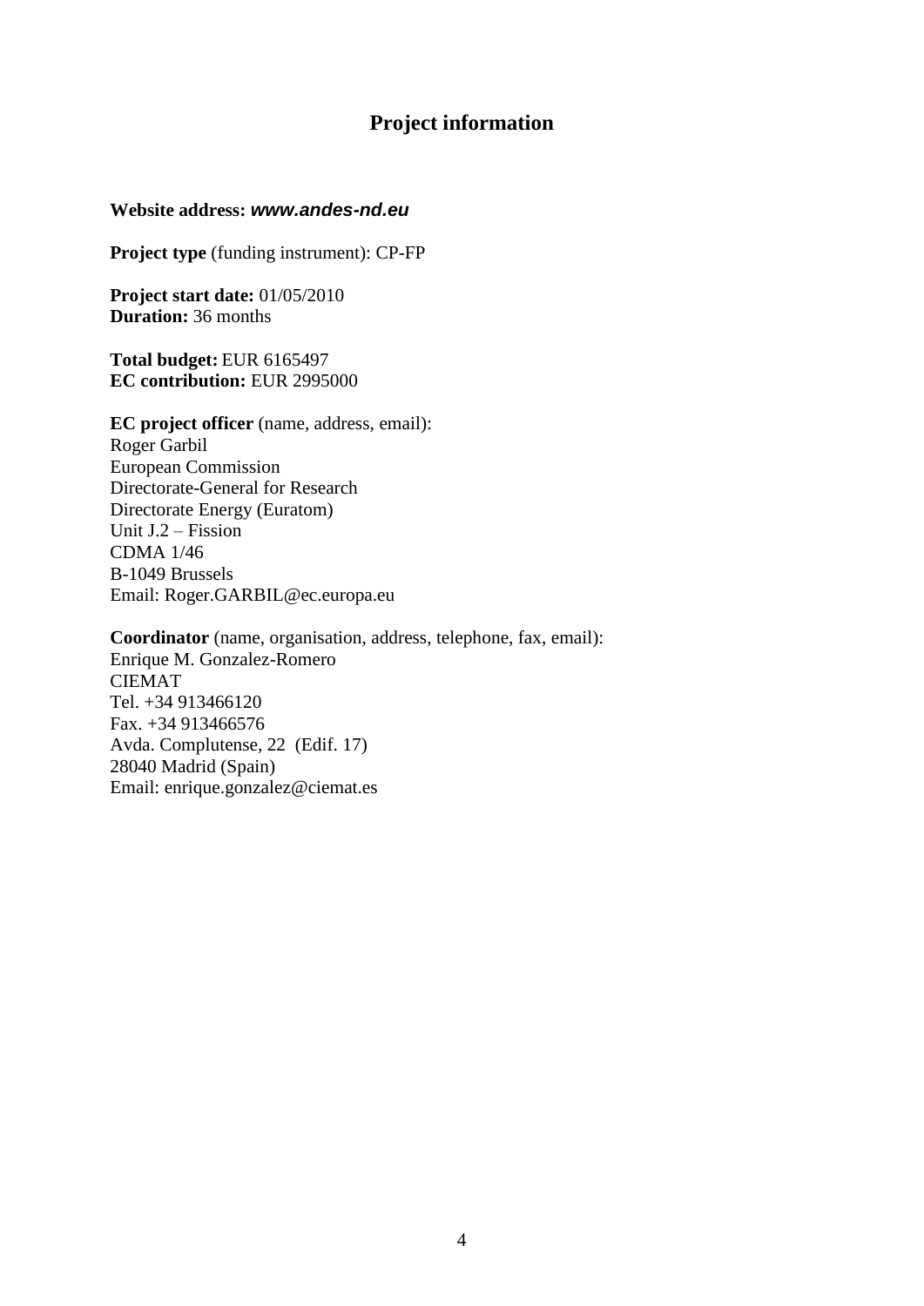# Project information

**Website address:** ***www.andes-nd.eu***

**Project type** (funding instrument): CP-FP

**Project start date:** 01/05/2010
**Duration:** 36 months

**Total budget:** EUR 6165497
**EC contribution:** EUR 2995000

**EC project officer** (name, address, email):
Roger Garbil
European Commission
Directorate-General for Research
Directorate Energy (Euratom)
Unit J.2 – Fission
CDMA 1/46
B-1049 Brussels
Email: Roger.GARBIL@ec.europa.eu

**Coordinator** (name, organisation, address, telephone, fax, email):
Enrique M. Gonzalez-Romero
CIEMAT
Tel. +34 913466120
Fax. +34 913466576
Avda. Complutense, 22 (Edif. 17)
28040 Madrid (Spain)
Email: enrique.gonzalez@ciemat.es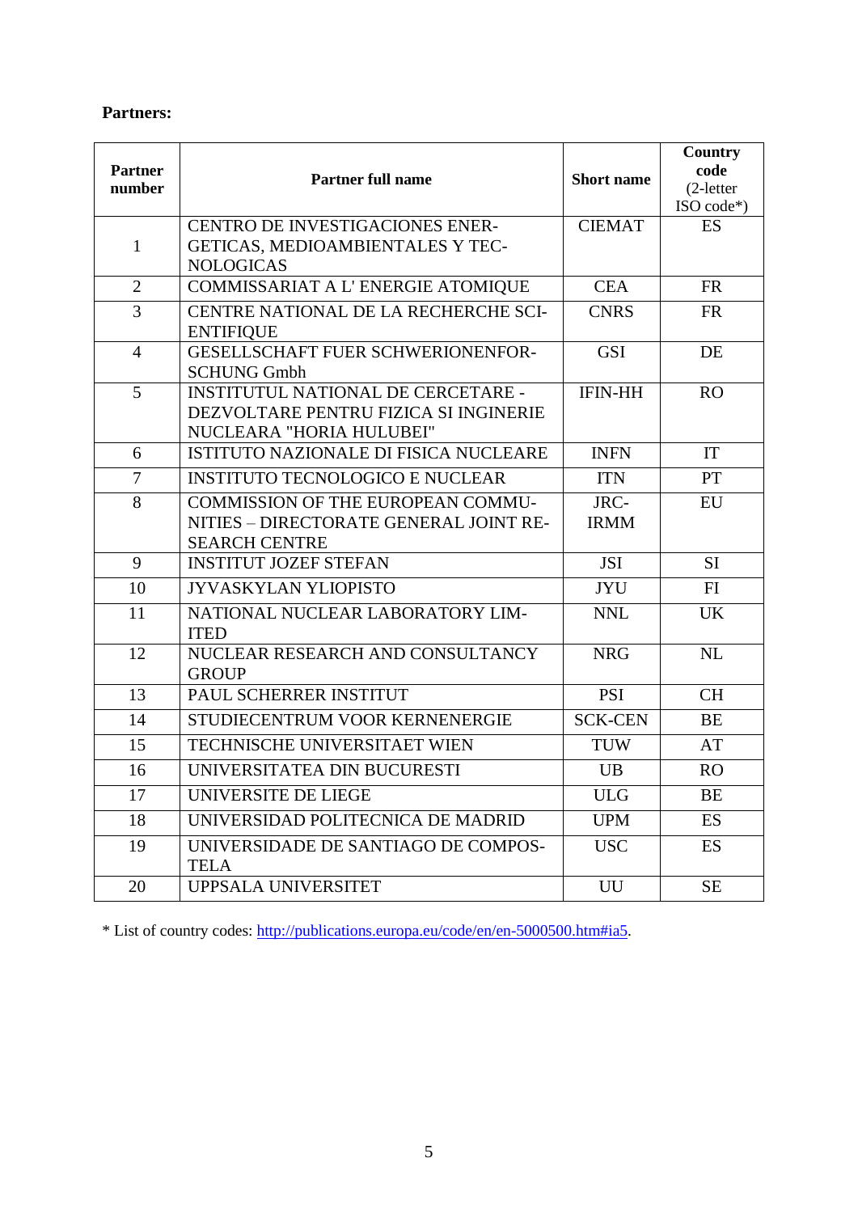**Partners:**

| Partner number | Partner full name | Short name | Country code (2-letter ISO code*) |
|---|---|---|---|
| 1 | CENTRO DE INVESTIGACIONES ENERGETICAS, MEDIOAMBIENTALES Y TECNOLOGICAS | CIEMAT | ES |
| 2 | COMMISSARIAT A L' ENERGIE ATOMIQUE | CEA | FR |
| 3 | CENTRE NATIONAL DE LA RECHERCHE SCIENTIFIQUE | CNRS | FR |
| 4 | GESELLSCHAFT FUER SCHWERIONENFORSCHUNG Gmbh | GSI | DE |
| 5 | INSTITUTUL NATIONAL DE CERCETARE - DEZVOLTARE PENTRU FIZICA SI INGINERIE NUCLEARA "HORIA HULUBEI" | IFIN-HH | RO |
| 6 | ISTITUTO NAZIONALE DI FISICA NUCLEARE | INFN | IT |
| 7 | INSTITUTO TECNOLOGICO E NUCLEAR | ITN | PT |
| 8 | COMMISSION OF THE EUROPEAN COMMUNITIES – DIRECTORATE GENERAL JOINT RESEARCH CENTRE | JRC-IRMM | EU |
| 9 | INSTITUT JOZEF STEFAN | JSI | SI |
| 10 | JYVASKYLAN YLIOPISTO | JYU | FI |
| 11 | NATIONAL NUCLEAR LABORATORY LIMITED | NNL | UK |
| 12 | NUCLEAR RESEARCH AND CONSULTANCY GROUP | NRG | NL |
| 13 | PAUL SCHERRER INSTITUT | PSI | CH |
| 14 | STUDIECENTRUM VOOR KERNENERGIE | SCK-CEN | BE |
| 15 | TECHNISCHE UNIVERSITAET WIEN | TUW | AT |
| 16 | UNIVERSITATEA DIN BUCURESTI | UB | RO |
| 17 | UNIVERSITE DE LIEGE | ULG | BE |
| 18 | UNIVERSIDAD POLITECNICA DE MADRID | UPM | ES |
| 19 | UNIVERSIDADE DE SANTIAGO DE COMPOSTELA | USC | ES |
| 20 | UPPSALA UNIVERSITET | UU | SE |

* List of country codes: http://publications.europa.eu/code/en/en-5000500.htm#ia5.